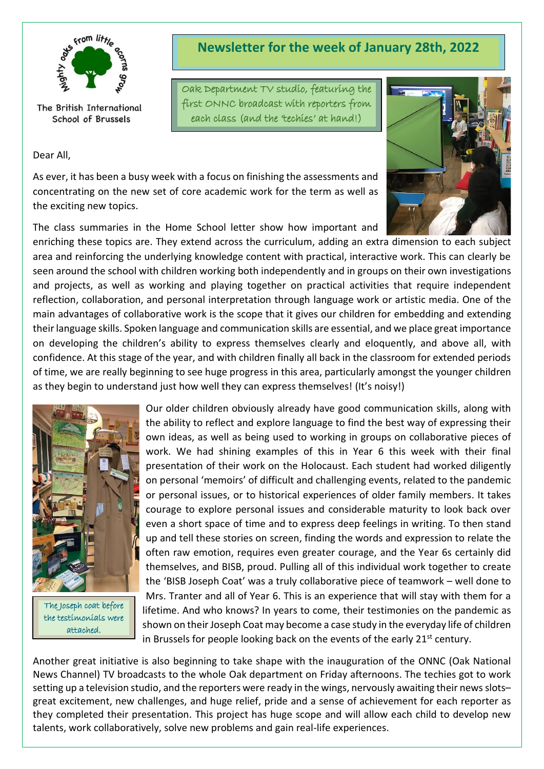Mighty oaks from little acorns grow

The British International School of Brussels

# Newsletter for the week of January 28th, 2022

Oak Department TV studio, featuring the first ONNC broadcast with reporters from each class (and the 'techies' at hand!)

Dear All,

As ever, it has been a busy week with a focus on finishing the assessments and concentrating on the new set of core academic work for the term as well as the exciting new topics.

The class summaries in the Home School letter show how important and enriching these topics are. They extend across the curriculum, adding an extra dimension to each subject area and reinforcing the underlying knowledge content with practical, interactive work. This can clearly be seen around the school with children working both independently and in groups on their own investigations and projects, as well as working and playing together on practical activities that require independent reflection, collaboration, and personal interpretation through language work or artistic media. One of the main advantages of collaborative work is the scope that it gives our children for embedding and extending their language skills. Spoken language and communication skills are essential, and we place great importance on developing the children's ability to express themselves clearly and eloquently, and above all, with confidence. At this stage of the year, and with children finally all back in the classroom for extended periods of time, we are really beginning to see huge progress in this area, particularly amongst the younger children as they begin to understand just how well they can express themselves! (It's noisy!)

The Joseph coat before the testimonials were attached.

Our older children obviously already have good communication skills, along with the ability to reflect and explore language to find the best way of expressing their own ideas, as well as being used to working in groups on collaborative pieces of work. We had shining examples of this in Year 6 this week with their final presentation of their work on the Holocaust. Each student had worked diligently on personal 'memoirs' of difficult and challenging events, related to the pandemic or personal issues, or to historical experiences of older family members. It takes courage to explore personal issues and considerable maturity to look back over even a short space of time and to express deep feelings in writing. To then stand up and tell these stories on screen, finding the words and expression to relate the often raw emotion, requires even greater courage, and the Year 6s certainly did themselves, and BISB, proud. Pulling all of this individual work together to create the 'BISB Joseph Coat' was a truly collaborative piece of teamwork – well done to Mrs. Tranter and all of Year 6. This is an experience that will stay with them for a lifetime. And who knows? In years to come, their testimonies on the pandemic as shown on their Joseph Coat may become a case study in the everyday life of children in Brussels for people looking back on the events of the early 21st century.

Another great initiative is also beginning to take shape with the inauguration of the ONNC (Oak National News Channel) TV broadcasts to the whole Oak department on Friday afternoons. The techies got to work setting up a television studio, and the reporters were ready in the wings, nervously awaiting their news slots– great excitement, new challenges, and huge relief, pride and a sense of achievement for each reporter as they completed their presentation. This project has huge scope and will allow each child to develop new talents, work collaboratively, solve new problems and gain real-life experiences.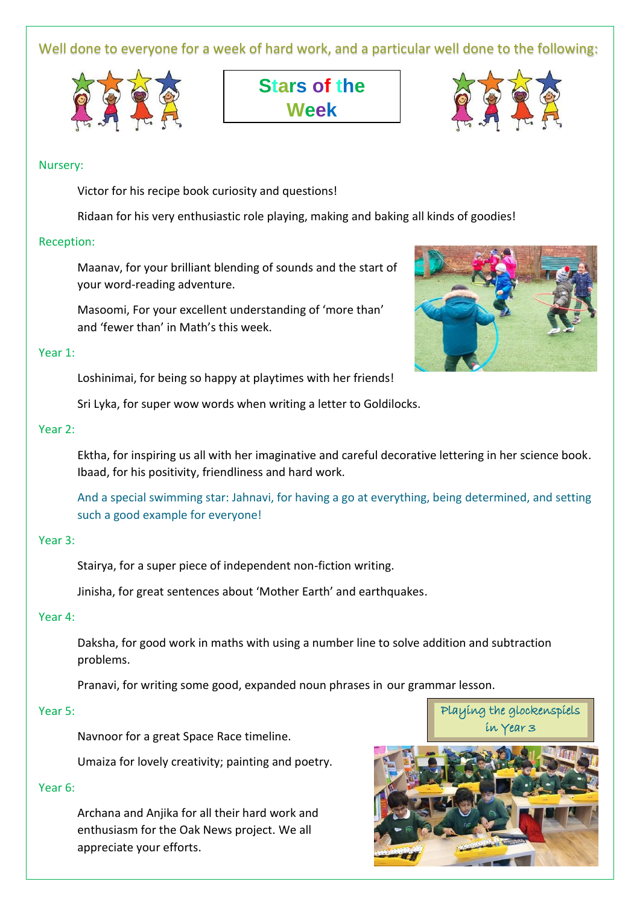Well done to everyone for a week of hard work, and a particular well done to the following:

# Stars of the Week

### Nursery:

Victor for his recipe book curiosity and questions!

Ridaan for his very enthusiastic role playing, making and baking all kinds of goodies!

### Reception:

Maanav, for your brilliant blending of sounds and the start of your word-reading adventure.

Masoomi, For your excellent understanding of 'more than' and 'fewer than' in Math's this week.

### Year 1:

Loshinimai, for being so happy at playtimes with her friends!

Sri Lyka, for super wow words when writing a letter to Goldilocks.

### Year 2:

Ektha, for inspiring us all with her imaginative and careful decorative lettering in her science book.
Ibaad, for his positivity, friendliness and hard work.

And a special swimming star: Jahnavi, for having a go at everything, being determined, and setting such a good example for everyone!

### Year 3:

Stairya, for a super piece of independent non-fiction writing.

Jinisha, for great sentences about 'Mother Earth' and earthquakes.

### Year 4:

Daksha, for good work in maths with using a number line to solve addition and subtraction problems.

Pranavi, for writing some good, expanded noun phrases in our grammar lesson.

### Year 5:

Navnoor for a great Space Race timeline.

Umaiza for lovely creativity; painting and poetry.

### Year 6:

Archana and Anjika for all their hard work and enthusiasm for the Oak News project. We all appreciate your efforts.

Playing the glockenspiels in Year 3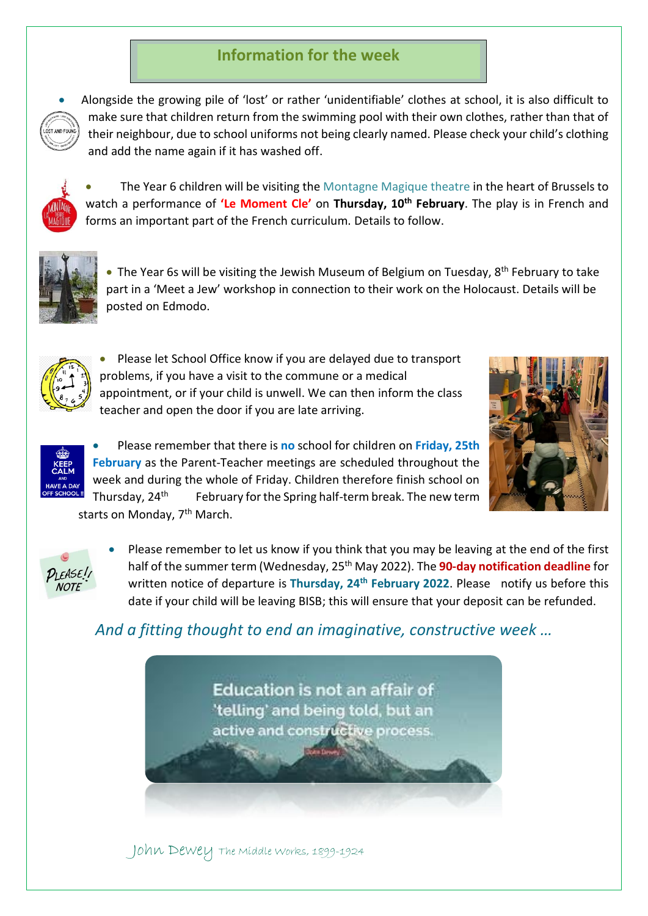## Information for the week

- Alongside the growing pile of 'lost' or rather 'unidentifiable' clothes at school, it is also difficult to make sure that children return from the swimming pool with their own clothes, rather than that of their neighbour, due to school uniforms not being clearly named. Please check your child's clothing and add the name again if it has washed off.

- The Year 6 children will be visiting the Montagne Magique theatre in the heart of Brussels to watch a performance of **'Le Moment Cle'** on **Thursday, 10th February**. The play is in French and forms an important part of the French curriculum. Details to follow.

- The Year 6s will be visiting the Jewish Museum of Belgium on Tuesday, 8th February to take part in a 'Meet a Jew' workshop in connection to their work on the Holocaust. Details will be posted on Edmodo.

- Please let School Office know if you are delayed due to transport problems, if you have a visit to the commune or a medical appointment, or if your child is unwell. We can then inform the class teacher and open the door if you are late arriving.

- Please remember that there is **no** school for children on **Friday, 25th February** as the Parent-Teacher meetings are scheduled throughout the week and during the whole of Friday. Children therefore finish school on Thursday, 24th February for the Spring half-term break. The new term starts on Monday, 7th March.

- Please remember to let us know if you think that you may be leaving at the end of the first half of the summer term (Wednesday, 25th May 2022). The **90-day notification deadline** for written notice of departure is **Thursday, 24th February 2022**. Please notify us before this date if your child will be leaving BISB; this will ensure that your deposit can be refunded.

*And a fitting thought to end an imaginative, constructive week …*

Education is not an affair of 'telling' and being told, but an active and constructive process.

John Dewey The Middle Works, 1899-1924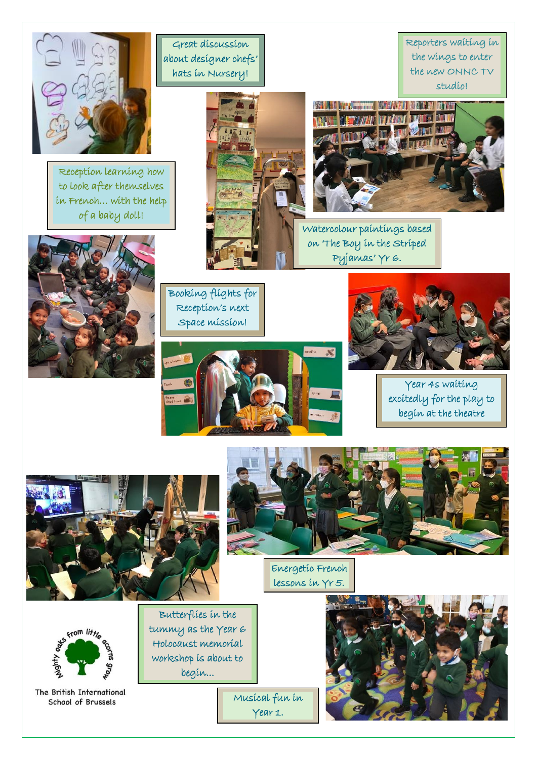Great discussion about designer chefs' hats in Nursery!

Reporters waiting in the wings to enter the new ONNC TV studio!

Reception learning how to look after themselves in French... with the help of a baby doll!

Watercolour paintings based on 'The Boy in the Striped Pyjamas' Yr 6.

Booking flights for Reception's next Space mission!

Year 4s waiting excitedly for the play to begin at the theatre

Energetic French lessons in Yr 5.

Butterflies in the tummy as the Year 6 Holocaust memorial workshop is about to begin...

Musical fun in Year 1.

Mighty oaks from little acorns grow

The British International School of Brussels